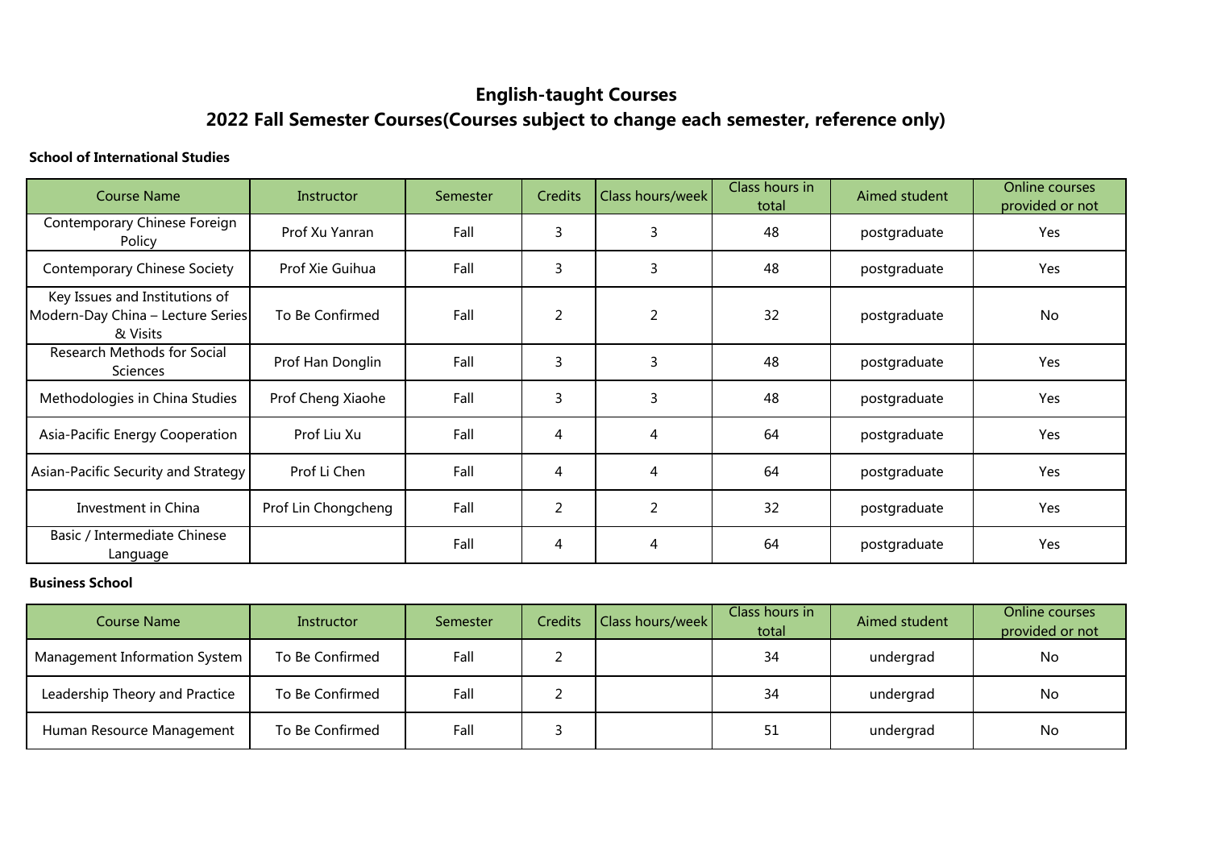# English-taught Courses

# 2022 Fall Semester Courses(Courses subject to change each semester, reference only)

**School of International Studies**

| Course Name | Instructor | Semester | Credits | Class hours/week | Class hours in total | Aimed student | Online courses provided or not |
|---|---|---|---|---|---|---|---|
| Contemporary Chinese Foreign Policy | Prof Xu Yanran | Fall | 3 | 3 | 48 | postgraduate | Yes |
| Contemporary Chinese Society | Prof Xie Guihua | Fall | 3 | 3 | 48 | postgraduate | Yes |
| Key Issues and Institutions of Modern-Day China – Lecture Series & Visits | To Be Confirmed | Fall | 2 | 2 | 32 | postgraduate | No |
| Research Methods for Social Sciences | Prof Han Donglin | Fall | 3 | 3 | 48 | postgraduate | Yes |
| Methodologies in China Studies | Prof Cheng Xiaohe | Fall | 3 | 3 | 48 | postgraduate | Yes |
| Asia-Pacific Energy Cooperation | Prof Liu Xu | Fall | 4 | 4 | 64 | postgraduate | Yes |
| Asian-Pacific Security and Strategy | Prof Li Chen | Fall | 4 | 4 | 64 | postgraduate | Yes |
| Investment in China | Prof Lin Chongcheng | Fall | 2 | 2 | 32 | postgraduate | Yes |
| Basic / Intermediate Chinese Language | | Fall | 4 | 4 | 64 | postgraduate | Yes |

**Business School**

| Course Name | Instructor | Semester | Credits | Class hours/week | Class hours in total | Aimed student | Online courses provided or not |
|---|---|---|---|---|---|---|---|
| Management Information System | To Be Confirmed | Fall | 2 | | 34 | undergrad | No |
| Leadership Theory and Practice | To Be Confirmed | Fall | 2 | | 34 | undergrad | No |
| Human Resource Management | To Be Confirmed | Fall | 3 | | 51 | undergrad | No |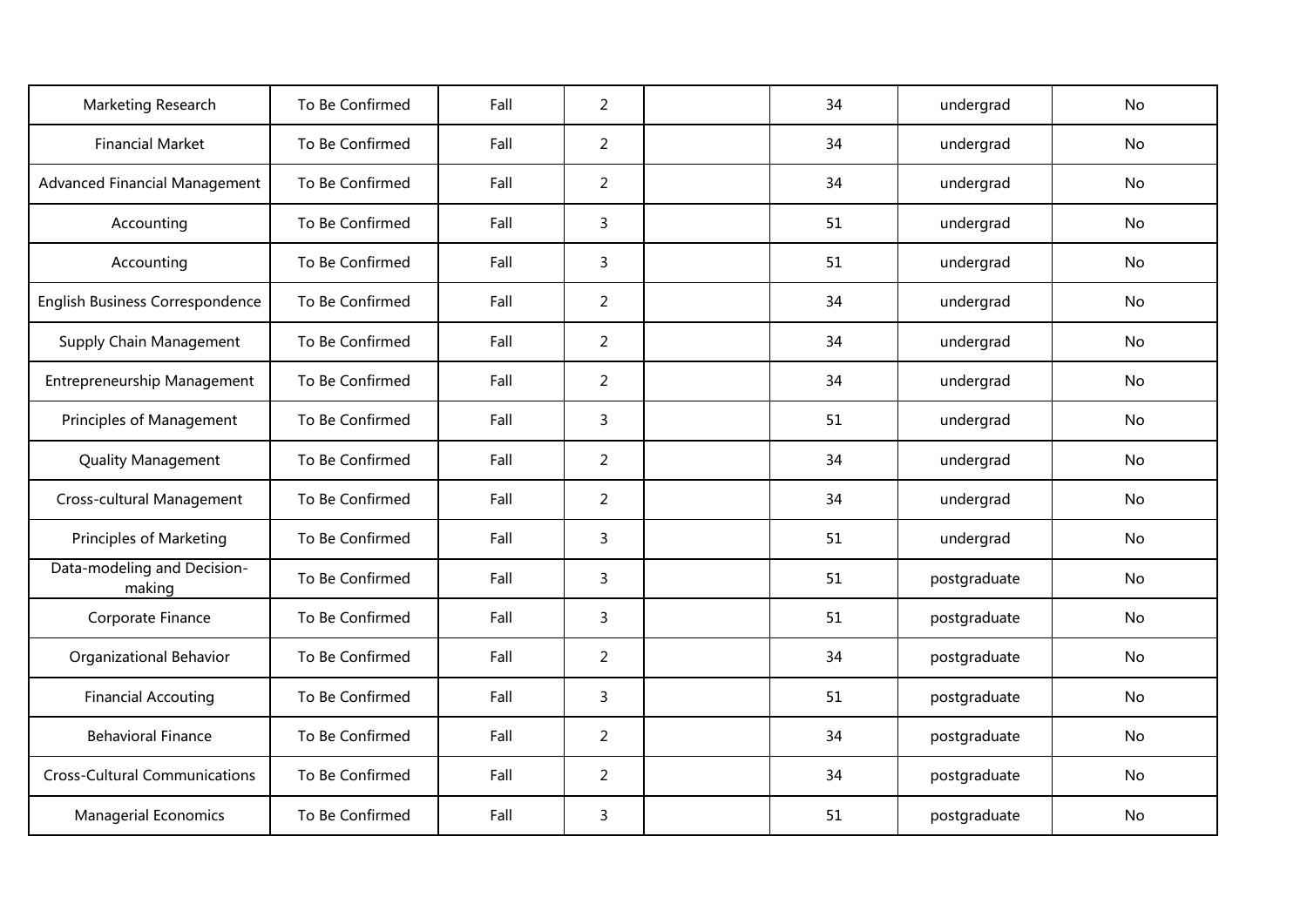| | | | | | | | |
|---|---|---|---|---|---|---|---|
| Marketing Research | To Be Confirmed | Fall | 2 | | 34 | undergrad | No |
| Financial Market | To Be Confirmed | Fall | 2 | | 34 | undergrad | No |
| Advanced Financial Management | To Be Confirmed | Fall | 2 | | 34 | undergrad | No |
| Accounting | To Be Confirmed | Fall | 3 | | 51 | undergrad | No |
| Accounting | To Be Confirmed | Fall | 3 | | 51 | undergrad | No |
| English Business Correspondence | To Be Confirmed | Fall | 2 | | 34 | undergrad | No |
| Supply Chain Management | To Be Confirmed | Fall | 2 | | 34 | undergrad | No |
| Entrepreneurship Management | To Be Confirmed | Fall | 2 | | 34 | undergrad | No |
| Principles of Management | To Be Confirmed | Fall | 3 | | 51 | undergrad | No |
| Quality Management | To Be Confirmed | Fall | 2 | | 34 | undergrad | No |
| Cross-cultural Management | To Be Confirmed | Fall | 2 | | 34 | undergrad | No |
| Principles of Marketing | To Be Confirmed | Fall | 3 | | 51 | undergrad | No |
| Data-modeling and Decision-making | To Be Confirmed | Fall | 3 | | 51 | postgraduate | No |
| Corporate Finance | To Be Confirmed | Fall | 3 | | 51 | postgraduate | No |
| Organizational Behavior | To Be Confirmed | Fall | 2 | | 34 | postgraduate | No |
| Financial Accouting | To Be Confirmed | Fall | 3 | | 51 | postgraduate | No |
| Behavioral Finance | To Be Confirmed | Fall | 2 | | 34 | postgraduate | No |
| Cross-Cultural Communications | To Be Confirmed | Fall | 2 | | 34 | postgraduate | No |
| Managerial Economics | To Be Confirmed | Fall | 3 | | 51 | postgraduate | No |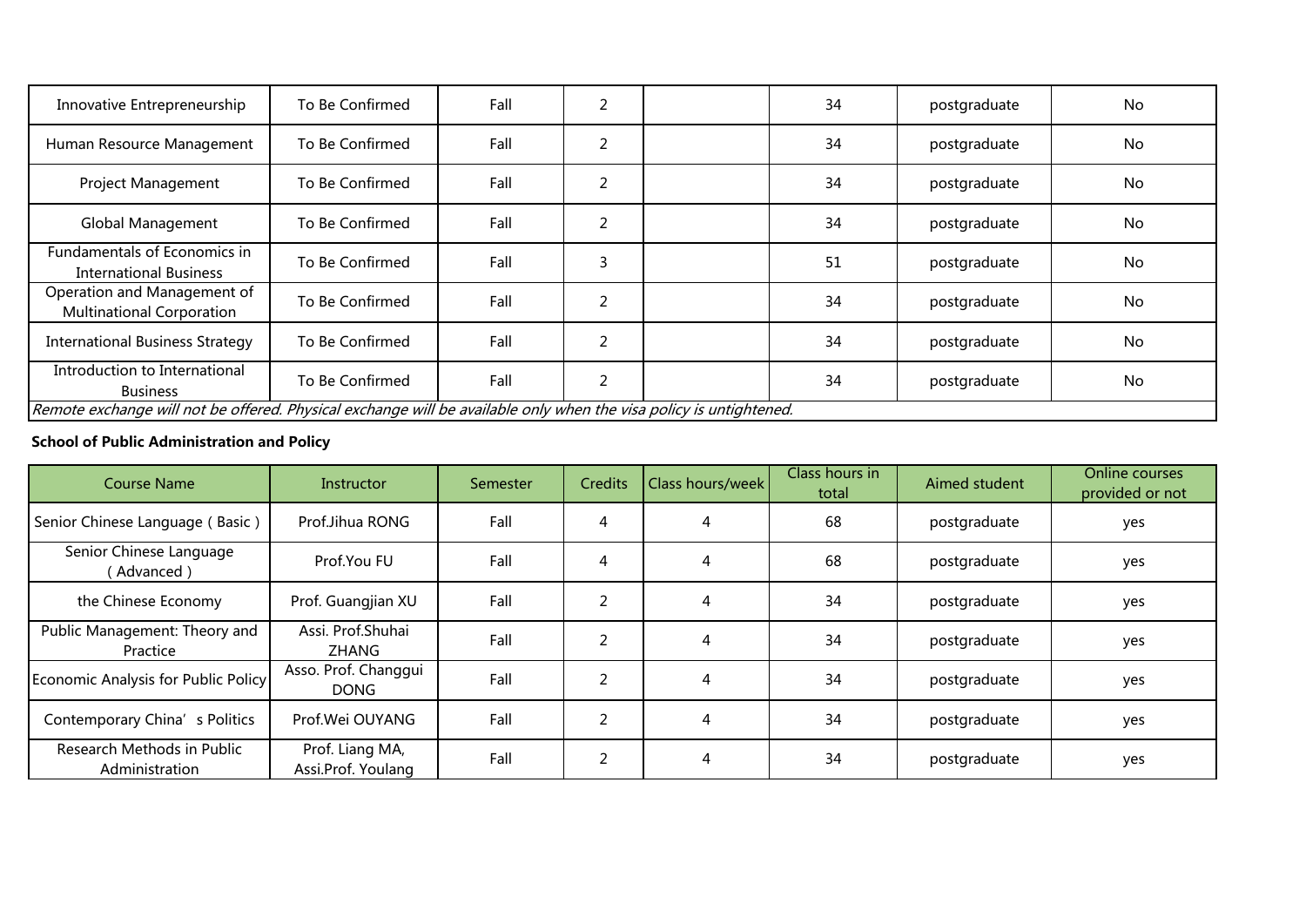| Innovative Entrepreneurship | To Be Confirmed | Fall | 2 | | 34 | postgraduate | No |
|---|---|---|---|---|---|---|---|
| Human Resource Management | To Be Confirmed | Fall | 2 | | 34 | postgraduate | No |
| Project Management | To Be Confirmed | Fall | 2 | | 34 | postgraduate | No |
| Global Management | To Be Confirmed | Fall | 2 | | 34 | postgraduate | No |
| Fundamentals of Economics in International Business | To Be Confirmed | Fall | 3 | | 51 | postgraduate | No |
| Operation and Management of Multinational Corporation | To Be Confirmed | Fall | 2 | | 34 | postgraduate | No |
| International Business Strategy | To Be Confirmed | Fall | 2 | | 34 | postgraduate | No |
| Introduction to International Business | To Be Confirmed | Fall | 2 | | 34 | postgraduate | No |

*Remote exchange will not be offered. Physical exchange will be available only when the visa policy is untightened.*

**School of Public Administration and Policy**

| Course Name | Instructor | Semester | Credits | Class hours/week | Class hours in total | Aimed student | Online courses provided or not |
|---|---|---|---|---|---|---|---|
| Senior Chinese Language（Basic） | Prof.Jihua RONG | Fall | 4 | 4 | 68 | postgraduate | yes |
| Senior Chinese Language（Advanced） | Prof.You FU | Fall | 4 | 4 | 68 | postgraduate | yes |
| the Chinese Economy | Prof. Guangjian XU | Fall | 2 | 4 | 34 | postgraduate | yes |
| Public Management: Theory and Practice | Assi. Prof.Shuhai ZHANG | Fall | 2 | 4 | 34 | postgraduate | yes |
| Economic Analysis for Public Policy | Asso. Prof. Changgui DONG | Fall | 2 | 4 | 34 | postgraduate | yes |
| Contemporary China' s Politics | Prof.Wei OUYANG | Fall | 2 | 4 | 34 | postgraduate | yes |
| Research Methods in Public Administration | Prof. Liang MA, Assi.Prof. Youlang | Fall | 2 | 4 | 34 | postgraduate | yes |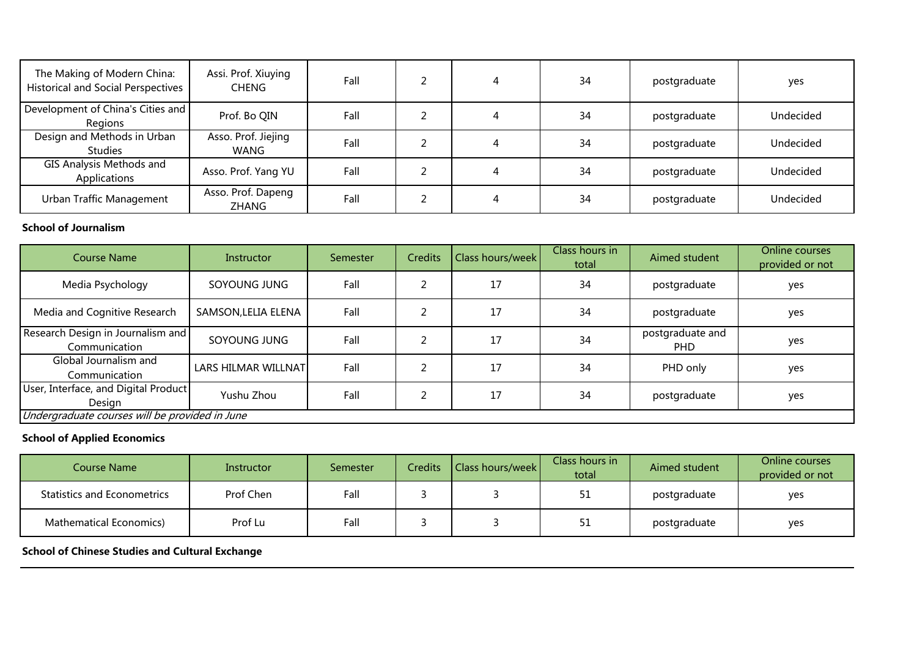| The Making of Modern China: Historical and Social Perspectives | Assi. Prof. Xiuying CHENG | Fall | 2 | 4 | 34 | postgraduate | yes |
|---|---|---|---|---|---|---|---|
| Development of China's Cities and Regions | Prof. Bo QIN | Fall | 2 | 4 | 34 | postgraduate | Undecided |
| Design and Methods in Urban Studies | Asso. Prof. Jiejing WANG | Fall | 2 | 4 | 34 | postgraduate | Undecided |
| GIS Analysis Methods and Applications | Asso. Prof. Yang YU | Fall | 2 | 4 | 34 | postgraduate | Undecided |
| Urban Traffic Management | Asso. Prof. Dapeng ZHANG | Fall | 2 | 4 | 34 | postgraduate | Undecided |

**School of Journalism**

| Course Name | Instructor | Semester | Credits | Class hours/week | Class hours in total | Aimed student | Online courses provided or not |
|---|---|---|---|---|---|---|---|
| Media Psychology | SOYOUNG JUNG | Fall | 2 | 17 | 34 | postgraduate | yes |
| Media and Cognitive Research | SAMSON,LELIA ELENA | Fall | 2 | 17 | 34 | postgraduate | yes |
| Research Design in Journalism and Communication | SOYOUNG JUNG | Fall | 2 | 17 | 34 | postgraduate and PHD | yes |
| Global Journalism and Communication | LARS HILMAR WILLNAT | Fall | 2 | 17 | 34 | PHD only | yes |
| User, Interface, and Digital Product Design | Yushu Zhou | Fall | 2 | 17 | 34 | postgraduate | yes |
| *Undergraduate courses will be provided in June* | | | | | | | |

**School of Applied Economics**

| Course Name | Instructor | Semester | Credits | Class hours/week | Class hours in total | Aimed student | Online courses provided or not |
|---|---|---|---|---|---|---|---|
| Statistics and Econometrics | Prof Chen | Fall | 3 | 3 | 51 | postgraduate | yes |
| Mathematical Economics) | Prof Lu | Fall | 3 | 3 | 51 | postgraduate | yes |

**School of Chinese Studies and Cultural Exchange**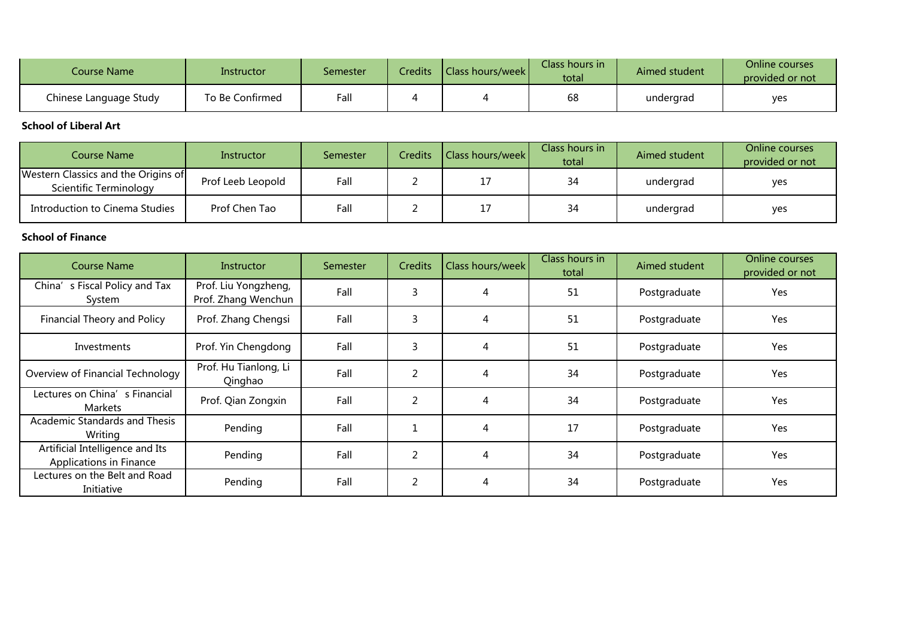| Course Name | Instructor | Semester | Credits | Class hours/week | Class hours in total | Aimed student | Online courses provided or not |
|---|---|---|---|---|---|---|---|
| Chinese Language Study | To Be Confirmed | Fall | 4 | 4 | 68 | undergrad | yes |

**School of Liberal Art**

| Course Name | Instructor | Semester | Credits | Class hours/week | Class hours in total | Aimed student | Online courses provided or not |
|---|---|---|---|---|---|---|---|
| Western Classics and the Origins of Scientific Terminology | Prof Leeb Leopold | Fall | 2 | 17 | 34 | undergrad | yes |
| Introduction to Cinema Studies | Prof Chen Tao | Fall | 2 | 17 | 34 | undergrad | yes |

**School of Finance**

| Course Name | Instructor | Semester | Credits | Class hours/week | Class hours in total | Aimed student | Online courses provided or not |
|---|---|---|---|---|---|---|---|
| China's Fiscal Policy and Tax System | Prof. Liu Yongzheng, Prof. Zhang Wenchun | Fall | 3 | 4 | 51 | Postgraduate | Yes |
| Financial Theory and Policy | Prof. Zhang Chengsi | Fall | 3 | 4 | 51 | Postgraduate | Yes |
| Investments | Prof. Yin Chengdong | Fall | 3 | 4 | 51 | Postgraduate | Yes |
| Overview of Financial Technology | Prof. Hu Tianlong, Li Qinghao | Fall | 2 | 4 | 34 | Postgraduate | Yes |
| Lectures on China's Financial Markets | Prof. Qian Zongxin | Fall | 2 | 4 | 34 | Postgraduate | Yes |
| Academic Standards and Thesis Writing | Pending | Fall | 1 | 4 | 17 | Postgraduate | Yes |
| Artificial Intelligence and Its Applications in Finance | Pending | Fall | 2 | 4 | 34 | Postgraduate | Yes |
| Lectures on the Belt and Road Initiative | Pending | Fall | 2 | 4 | 34 | Postgraduate | Yes |